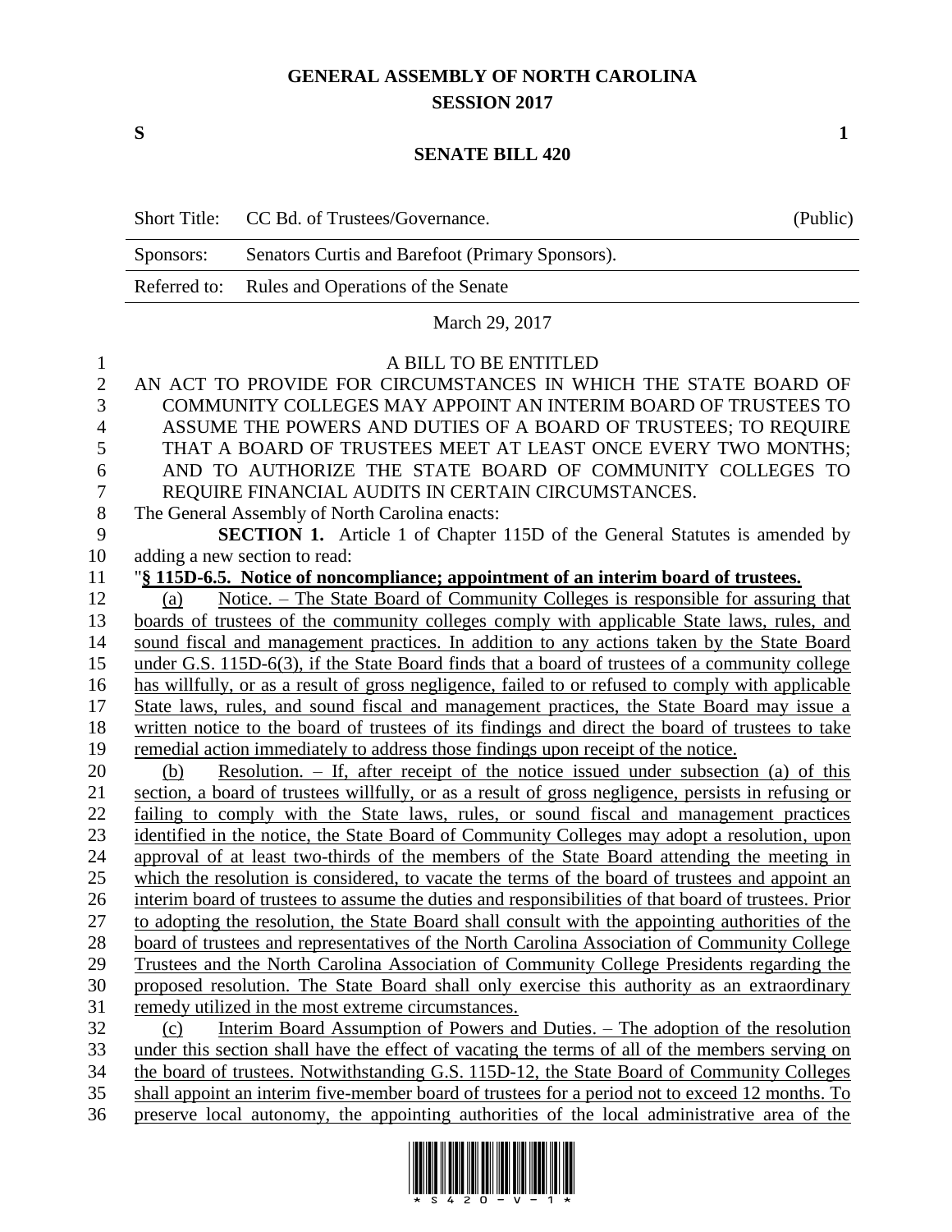# GENERAL ASSEMBLY OF NORTH CAROLINA
## SESSION 2017

**S** **1**

## SENATE BILL 420

| | | |
|---|---|---|
| Short Title: | CC Bd. of Trustees/Governance. | (Public) |
| Sponsors: | Senators Curtis and Barefoot (Primary Sponsors). | |
| Referred to: | Rules and Operations of the Senate | |

March 29, 2017

A BILL TO BE ENTITLED

AN ACT TO PROVIDE FOR CIRCUMSTANCES IN WHICH THE STATE BOARD OF COMMUNITY COLLEGES MAY APPOINT AN INTERIM BOARD OF TRUSTEES TO ASSUME THE POWERS AND DUTIES OF A BOARD OF TRUSTEES; TO REQUIRE THAT A BOARD OF TRUSTEES MEET AT LEAST ONCE EVERY TWO MONTHS; AND TO AUTHORIZE THE STATE BOARD OF COMMUNITY COLLEGES TO REQUIRE FINANCIAL AUDITS IN CERTAIN CIRCUMSTANCES.

The General Assembly of North Carolina enacts:

**SECTION 1.** Article 1 of Chapter 115D of the General Statutes is amended by adding a new section to read:

"**§ 115D-6.5. Notice of noncompliance; appointment of an interim board of trustees.**

(a) Notice. – The State Board of Community Colleges is responsible for assuring that boards of trustees of the community colleges comply with applicable State laws, rules, and sound fiscal and management practices. In addition to any actions taken by the State Board under G.S. 115D-6(3), if the State Board finds that a board of trustees of a community college has willfully, or as a result of gross negligence, failed to or refused to comply with applicable State laws, rules, and sound fiscal and management practices, the State Board may issue a written notice to the board of trustees of its findings and direct the board of trustees to take remedial action immediately to address those findings upon receipt of the notice.

(b) Resolution. – If, after receipt of the notice issued under subsection (a) of this section, a board of trustees willfully, or as a result of gross negligence, persists in refusing or failing to comply with the State laws, rules, or sound fiscal and management practices identified in the notice, the State Board of Community Colleges may adopt a resolution, upon approval of at least two-thirds of the members of the State Board attending the meeting in which the resolution is considered, to vacate the terms of the board of trustees and appoint an interim board of trustees to assume the duties and responsibilities of that board of trustees. Prior to adopting the resolution, the State Board shall consult with the appointing authorities of the board of trustees and representatives of the North Carolina Association of Community College Trustees and the North Carolina Association of Community College Presidents regarding the proposed resolution. The State Board shall only exercise this authority as an extraordinary remedy utilized in the most extreme circumstances.

(c) Interim Board Assumption of Powers and Duties. – The adoption of the resolution under this section shall have the effect of vacating the terms of all of the members serving on the board of trustees. Notwithstanding G.S. 115D-12, the State Board of Community Colleges shall appoint an interim five-member board of trustees for a period not to exceed 12 months. To preserve local autonomy, the appointing authorities of the local administrative area of the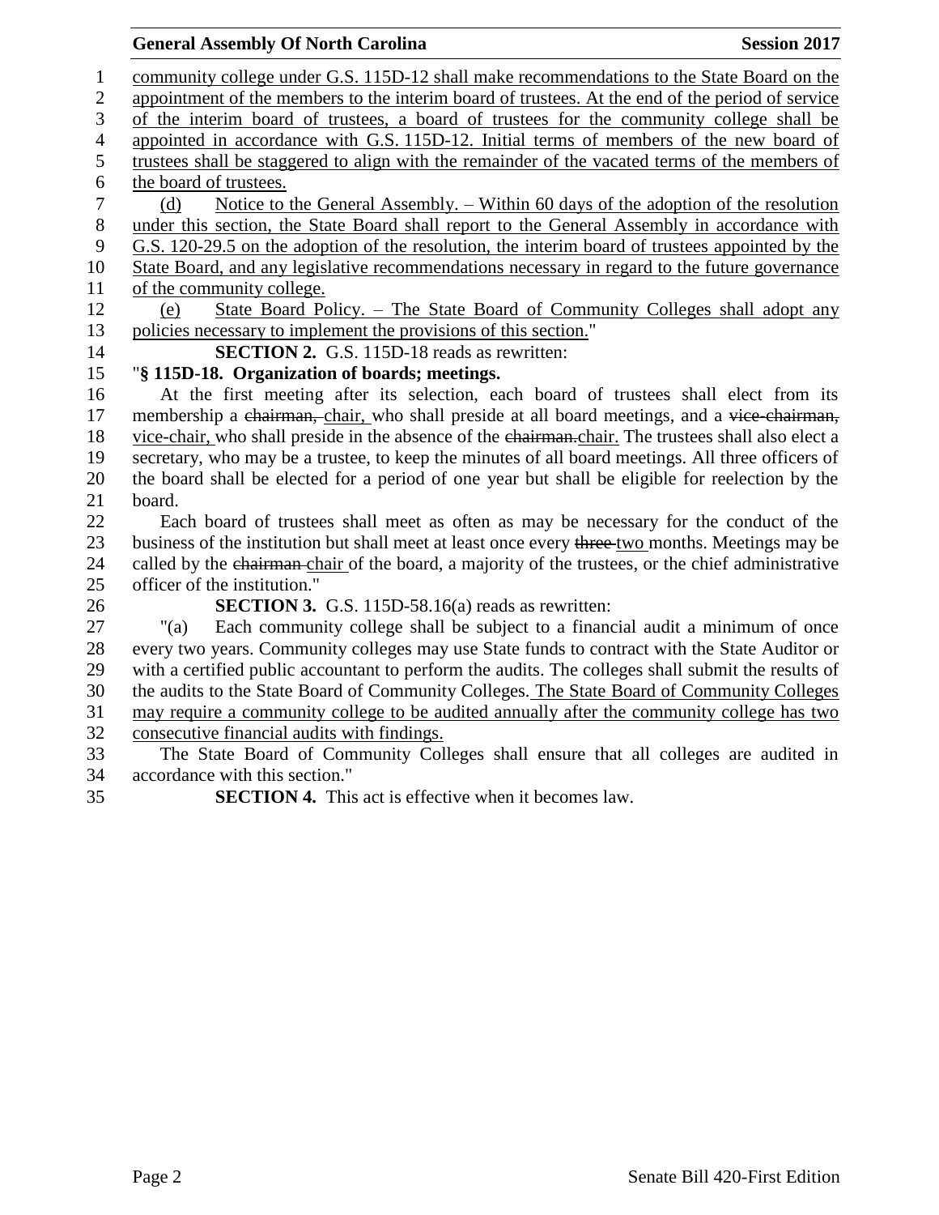community college under G.S. 115D-12 shall make recommendations to the State Board on the appointment of the members to the interim board of trustees. At the end of the period of service of the interim board of trustees, a board of trustees for the community college shall be appointed in accordance with G.S. 115D-12. Initial terms of members of the new board of trustees shall be staggered to align with the remainder of the vacated terms of the members of the board of trustees.

(d) Notice to the General Assembly. – Within 60 days of the adoption of the resolution under this section, the State Board shall report to the General Assembly in accordance with G.S. 120-29.5 on the adoption of the resolution, the interim board of trustees appointed by the State Board, and any legislative recommendations necessary in regard to the future governance of the community college.

(e) State Board Policy. – The State Board of Community Colleges shall adopt any policies necessary to implement the provisions of this section."

**SECTION 2.** G.S. 115D-18 reads as rewritten:

"**§ 115D-18. Organization of boards; meetings.**

At the first meeting after its selection, each board of trustees shall elect from its membership a ~~chairman,~~ chair, who shall preside at all board meetings, and a ~~vice-chairman,~~ vice-chair, who shall preside in the absence of the ~~chairman.~~chair. The trustees shall also elect a secretary, who may be a trustee, to keep the minutes of all board meetings. All three officers of the board shall be elected for a period of one year but shall be eligible for reelection by the board.

Each board of trustees shall meet as often as may be necessary for the conduct of the business of the institution but shall meet at least once every ~~three~~ two months. Meetings may be called by the ~~chairman~~ chair of the board, a majority of the trustees, or the chief administrative officer of the institution."

**SECTION 3.** G.S. 115D-58.16(a) reads as rewritten:

"(a) Each community college shall be subject to a financial audit a minimum of once every two years. Community colleges may use State funds to contract with the State Auditor or with a certified public accountant to perform the audits. The colleges shall submit the results of the audits to the State Board of Community Colleges. The State Board of Community Colleges may require a community college to be audited annually after the community college has two consecutive financial audits with findings.

The State Board of Community Colleges shall ensure that all colleges are audited in accordance with this section."

**SECTION 4.** This act is effective when it becomes law.